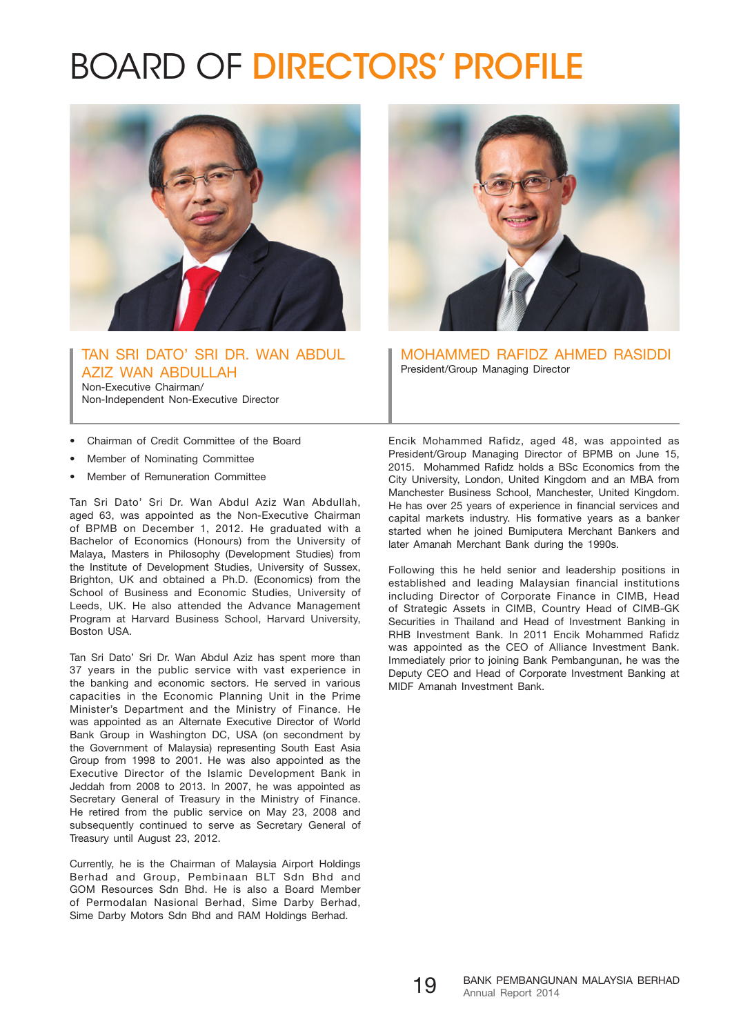# BOARD OF DIRECTORS' PROFILE

## TAN SRI DATO' SRI DR. WAN ABDUL AZIZ WAN ABDULLAH

Non-Executive Chairman/
Non-Independent Non-Executive Director

- Chairman of Credit Committee of the Board
- Member of Nominating Committee
- Member of Remuneration Committee

Tan Sri Dato' Sri Dr. Wan Abdul Aziz Wan Abdullah, aged 63, was appointed as the Non-Executive Chairman of BPMB on December 1, 2012. He graduated with a Bachelor of Economics (Honours) from the University of Malaya, Masters in Philosophy (Development Studies) from the Institute of Development Studies, University of Sussex, Brighton, UK and obtained a Ph.D. (Economics) from the School of Business and Economic Studies, University of Leeds, UK. He also attended the Advance Management Program at Harvard Business School, Harvard University, Boston USA.

Tan Sri Dato' Sri Dr. Wan Abdul Aziz has spent more than 37 years in the public service with vast experience in the banking and economic sectors. He served in various capacities in the Economic Planning Unit in the Prime Minister's Department and the Ministry of Finance. He was appointed as an Alternate Executive Director of World Bank Group in Washington DC, USA (on secondment by the Government of Malaysia) representing South East Asia Group from 1998 to 2001. He was also appointed as the Executive Director of the Islamic Development Bank in Jeddah from 2008 to 2013. In 2007, he was appointed as Secretary General of Treasury in the Ministry of Finance. He retired from the public service on May 23, 2008 and subsequently continued to serve as Secretary General of Treasury until August 23, 2012.

Currently, he is the Chairman of Malaysia Airport Holdings Berhad and Group, Pembinaan BLT Sdn Bhd and GOM Resources Sdn Bhd. He is also a Board Member of Permodalan Nasional Berhad, Sime Darby Berhad, Sime Darby Motors Sdn Bhd and RAM Holdings Berhad.

## MOHAMMED RAFIDZ AHMED RASIDDI

President/Group Managing Director

Encik Mohammed Rafidz, aged 48, was appointed as President/Group Managing Director of BPMB on June 15, 2015. Mohammed Rafidz holds a BSc Economics from the City University, London, United Kingdom and an MBA from Manchester Business School, Manchester, United Kingdom. He has over 25 years of experience in financial services and capital markets industry. His formative years as a banker started when he joined Bumiputera Merchant Bankers and later Amanah Merchant Bank during the 1990s.

Following this he held senior and leadership positions in established and leading Malaysian financial institutions including Director of Corporate Finance in CIMB, Head of Strategic Assets in CIMB, Country Head of CIMB-GK Securities in Thailand and Head of Investment Banking in RHB Investment Bank. In 2011 Encik Mohammed Rafidz was appointed as the CEO of Alliance Investment Bank. Immediately prior to joining Bank Pembangunan, he was the Deputy CEO and Head of Corporate Investment Banking at MIDF Amanah Investment Bank.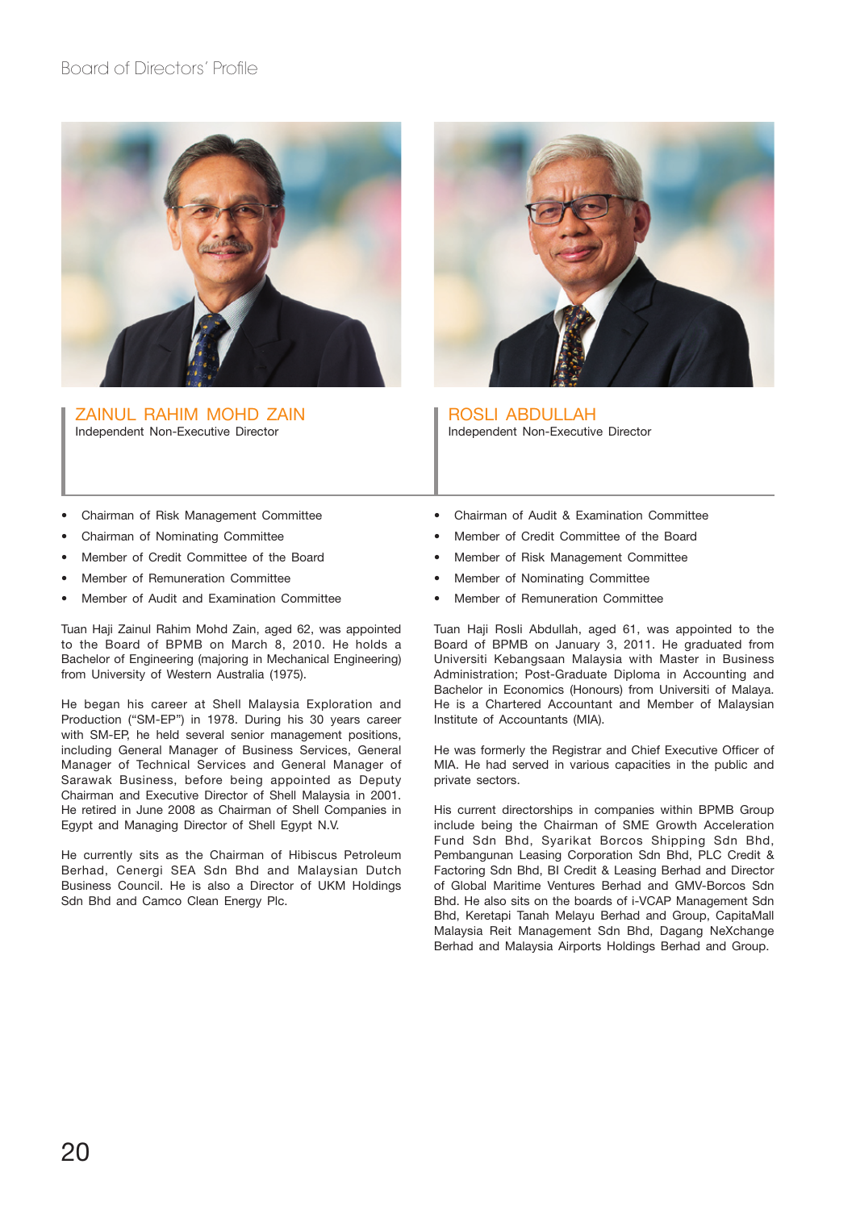## ZAINUL RAHIM MOHD ZAIN

Independent Non-Executive Director

- Chairman of Risk Management Committee
- Chairman of Nominating Committee
- Member of Credit Committee of the Board
- Member of Remuneration Committee
- Member of Audit and Examination Committee

Tuan Haji Zainul Rahim Mohd Zain, aged 62, was appointed to the Board of BPMB on March 8, 2010. He holds a Bachelor of Engineering (majoring in Mechanical Engineering) from University of Western Australia (1975).

He began his career at Shell Malaysia Exploration and Production ("SM-EP") in 1978. During his 30 years career with SM-EP, he held several senior management positions, including General Manager of Business Services, General Manager of Technical Services and General Manager of Sarawak Business, before being appointed as Deputy Chairman and Executive Director of Shell Malaysia in 2001. He retired in June 2008 as Chairman of Shell Companies in Egypt and Managing Director of Shell Egypt N.V.

He currently sits as the Chairman of Hibiscus Petroleum Berhad, Cenergi SEA Sdn Bhd and Malaysian Dutch Business Council. He is also a Director of UKM Holdings Sdn Bhd and Camco Clean Energy Plc.

## ROSLI ABDULLAH

Independent Non-Executive Director

- Chairman of Audit & Examination Committee
- Member of Credit Committee of the Board
- Member of Risk Management Committee
- Member of Nominating Committee
- Member of Remuneration Committee

Tuan Haji Rosli Abdullah, aged 61, was appointed to the Board of BPMB on January 3, 2011. He graduated from Universiti Kebangsaan Malaysia with Master in Business Administration; Post-Graduate Diploma in Accounting and Bachelor in Economics (Honours) from Universiti of Malaya. He is a Chartered Accountant and Member of Malaysian Institute of Accountants (MIA).

He was formerly the Registrar and Chief Executive Officer of MIA. He had served in various capacities in the public and private sectors.

His current directorships in companies within BPMB Group include being the Chairman of SME Growth Acceleration Fund Sdn Bhd, Syarikat Borcos Shipping Sdn Bhd, Pembangunan Leasing Corporation Sdn Bhd, PLC Credit & Factoring Sdn Bhd, BI Credit & Leasing Berhad and Director of Global Maritime Ventures Berhad and GMV-Borcos Sdn Bhd. He also sits on the boards of i-VCAP Management Sdn Bhd, Keretapi Tanah Melayu Berhad and Group, CapitaMall Malaysia Reit Management Sdn Bhd, Dagang NeXchange Berhad and Malaysia Airports Holdings Berhad and Group.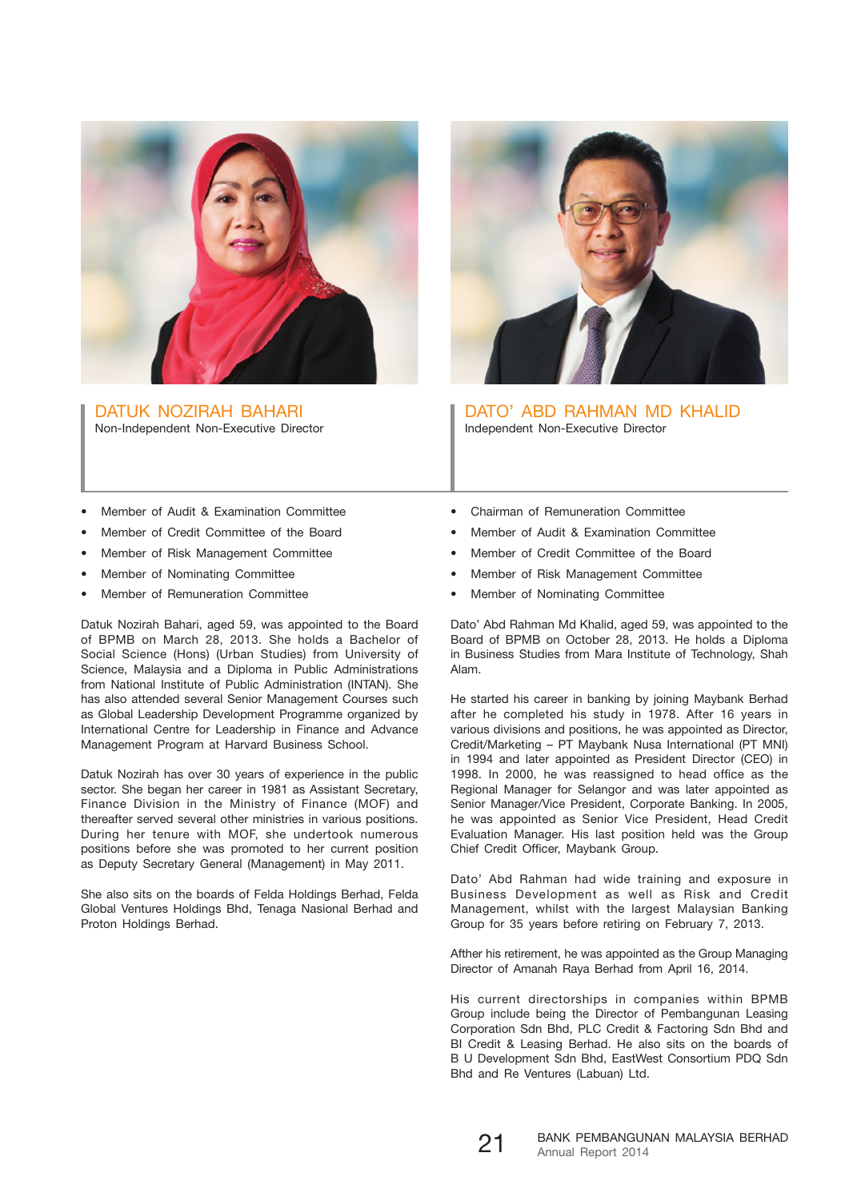## DATUK NOZIRAH BAHARI

Non-Independent Non-Executive Director

- Member of Audit & Examination Committee
- Member of Credit Committee of the Board
- Member of Risk Management Committee
- Member of Nominating Committee
- Member of Remuneration Committee

Datuk Nozirah Bahari, aged 59, was appointed to the Board of BPMB on March 28, 2013. She holds a Bachelor of Social Science (Hons) (Urban Studies) from University of Science, Malaysia and a Diploma in Public Administrations from National Institute of Public Administration (INTAN). She has also attended several Senior Management Courses such as Global Leadership Development Programme organized by International Centre for Leadership in Finance and Advance Management Program at Harvard Business School.

Datuk Nozirah has over 30 years of experience in the public sector. She began her career in 1981 as Assistant Secretary, Finance Division in the Ministry of Finance (MOF) and thereafter served several other ministries in various positions. During her tenure with MOF, she undertook numerous positions before she was promoted to her current position as Deputy Secretary General (Management) in May 2011.

She also sits on the boards of Felda Holdings Berhad, Felda Global Ventures Holdings Bhd, Tenaga Nasional Berhad and Proton Holdings Berhad.

## DATO' ABD RAHMAN MD KHALID

Independent Non-Executive Director

- Chairman of Remuneration Committee
- Member of Audit & Examination Committee
- Member of Credit Committee of the Board
- Member of Risk Management Committee
- Member of Nominating Committee

Dato' Abd Rahman Md Khalid, aged 59, was appointed to the Board of BPMB on October 28, 2013. He holds a Diploma in Business Studies from Mara Institute of Technology, Shah Alam.

He started his career in banking by joining Maybank Berhad after he completed his study in 1978. After 16 years in various divisions and positions, he was appointed as Director, Credit/Marketing – PT Maybank Nusa International (PT MNI) in 1994 and later appointed as President Director (CEO) in 1998. In 2000, he was reassigned to head office as the Regional Manager for Selangor and was later appointed as Senior Manager/Vice President, Corporate Banking. In 2005, he was appointed as Senior Vice President, Head Credit Evaluation Manager. His last position held was the Group Chief Credit Officer, Maybank Group.

Dato' Abd Rahman had wide training and exposure in Business Development as well as Risk and Credit Management, whilst with the largest Malaysian Banking Group for 35 years before retiring on February 7, 2013.

Afther his retirement, he was appointed as the Group Managing Director of Amanah Raya Berhad from April 16, 2014.

His current directorships in companies within BPMB Group include being the Director of Pembangunan Leasing Corporation Sdn Bhd, PLC Credit & Factoring Sdn Bhd and BI Credit & Leasing Berhad. He also sits on the boards of B U Development Sdn Bhd, EastWest Consortium PDQ Sdn Bhd and Re Ventures (Labuan) Ltd.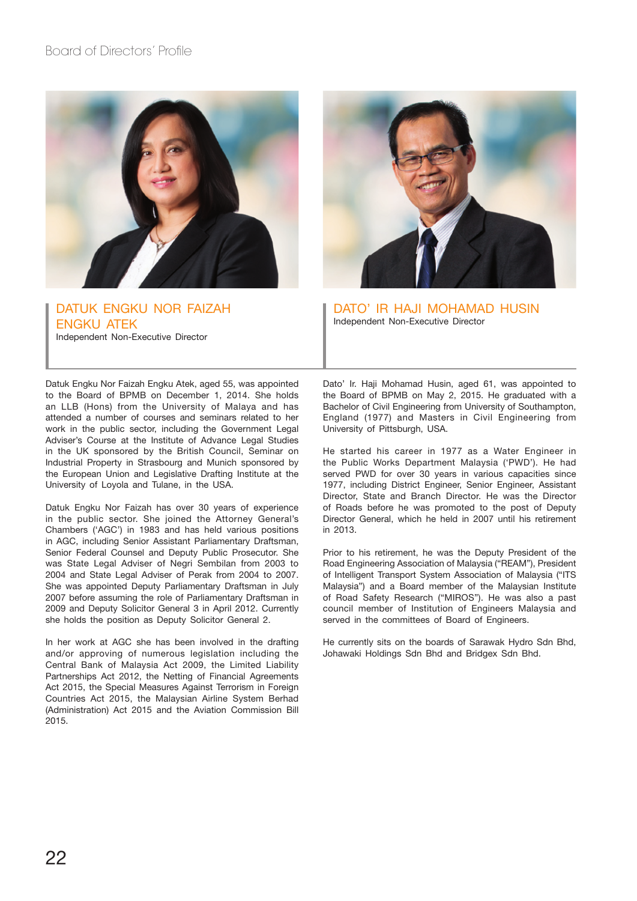## DATUK ENGKU NOR FAIZAH ENGKU ATEK

Independent Non-Executive Director

Datuk Engku Nor Faizah Engku Atek, aged 55, was appointed to the Board of BPMB on December 1, 2014. She holds an LLB (Hons) from the University of Malaya and has attended a number of courses and seminars related to her work in the public sector, including the Government Legal Adviser's Course at the Institute of Advance Legal Studies in the UK sponsored by the British Council, Seminar on Industrial Property in Strasbourg and Munich sponsored by the European Union and Legislative Drafting Institute at the University of Loyola and Tulane, in the USA.

Datuk Engku Nor Faizah has over 30 years of experience in the public sector. She joined the Attorney General's Chambers ('AGC') in 1983 and has held various positions in AGC, including Senior Assistant Parliamentary Draftsman, Senior Federal Counsel and Deputy Public Prosecutor. She was State Legal Adviser of Negri Sembilan from 2003 to 2004 and State Legal Adviser of Perak from 2004 to 2007. She was appointed Deputy Parliamentary Draftsman in July 2007 before assuming the role of Parliamentary Draftsman in 2009 and Deputy Solicitor General 3 in April 2012. Currently she holds the position as Deputy Solicitor General 2.

In her work at AGC she has been involved in the drafting and/or approving of numerous legislation including the Central Bank of Malaysia Act 2009, the Limited Liability Partnerships Act 2012, the Netting of Financial Agreements Act 2015, the Special Measures Against Terrorism in Foreign Countries Act 2015, the Malaysian Airline System Berhad (Administration) Act 2015 and the Aviation Commission Bill 2015.

## DATO' IR HAJI MOHAMAD HUSIN

Independent Non-Executive Director

Dato' Ir. Haji Mohamad Husin, aged 61, was appointed to the Board of BPMB on May 2, 2015. He graduated with a Bachelor of Civil Engineering from University of Southampton, England (1977) and Masters in Civil Engineering from University of Pittsburgh, USA.

He started his career in 1977 as a Water Engineer in the Public Works Department Malaysia ('PWD'). He had served PWD for over 30 years in various capacities since 1977, including District Engineer, Senior Engineer, Assistant Director, State and Branch Director. He was the Director of Roads before he was promoted to the post of Deputy Director General, which he held in 2007 until his retirement in 2013.

Prior to his retirement, he was the Deputy President of the Road Engineering Association of Malaysia ("REAM"), President of Intelligent Transport System Association of Malaysia ("ITS Malaysia") and a Board member of the Malaysian Institute of Road Safety Research ("MIROS"). He was also a past council member of Institution of Engineers Malaysia and served in the committees of Board of Engineers.

He currently sits on the boards of Sarawak Hydro Sdn Bhd, Johawaki Holdings Sdn Bhd and Bridgex Sdn Bhd.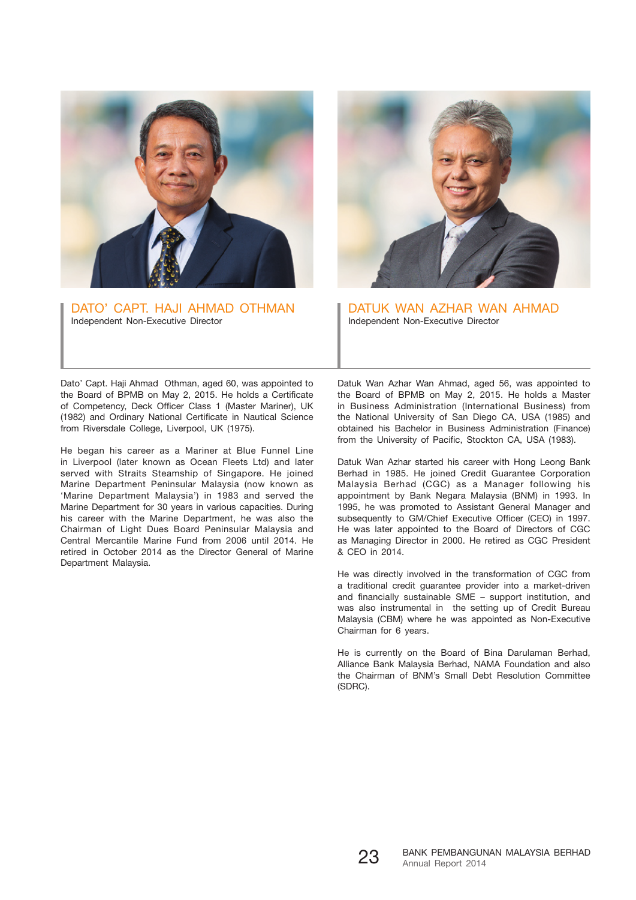## DATO' CAPT. HAJI AHMAD OTHMAN

Independent Non-Executive Director

Dato' Capt. Haji Ahmad Othman, aged 60, was appointed to the Board of BPMB on May 2, 2015. He holds a Certificate of Competency, Deck Officer Class 1 (Master Mariner), UK (1982) and Ordinary National Certificate in Nautical Science from Riversdale College, Liverpool, UK (1975).

He began his career as a Mariner at Blue Funnel Line in Liverpool (later known as Ocean Fleets Ltd) and later served with Straits Steamship of Singapore. He joined Marine Department Peninsular Malaysia (now known as 'Marine Department Malaysia') in 1983 and served the Marine Department for 30 years in various capacities. During his career with the Marine Department, he was also the Chairman of Light Dues Board Peninsular Malaysia and Central Mercantile Marine Fund from 2006 until 2014. He retired in October 2014 as the Director General of Marine Department Malaysia.

## DATUK WAN AZHAR WAN AHMAD

Independent Non-Executive Director

Datuk Wan Azhar Wan Ahmad, aged 56, was appointed to the Board of BPMB on May 2, 2015. He holds a Master in Business Administration (International Business) from the National University of San Diego CA, USA (1985) and obtained his Bachelor in Business Administration (Finance) from the University of Pacific, Stockton CA, USA (1983).

Datuk Wan Azhar started his career with Hong Leong Bank Berhad in 1985. He joined Credit Guarantee Corporation Malaysia Berhad (CGC) as a Manager following his appointment by Bank Negara Malaysia (BNM) in 1993. In 1995, he was promoted to Assistant General Manager and subsequently to GM/Chief Executive Officer (CEO) in 1997. He was later appointed to the Board of Directors of CGC as Managing Director in 2000. He retired as CGC President & CEO in 2014.

He was directly involved in the transformation of CGC from a traditional credit guarantee provider into a market-driven and financially sustainable SME – support institution, and was also instrumental in the setting up of Credit Bureau Malaysia (CBM) where he was appointed as Non-Executive Chairman for 6 years.

He is currently on the Board of Bina Darulaman Berhad, Alliance Bank Malaysia Berhad, NAMA Foundation and also the Chairman of BNM's Small Debt Resolution Committee (SDRC).